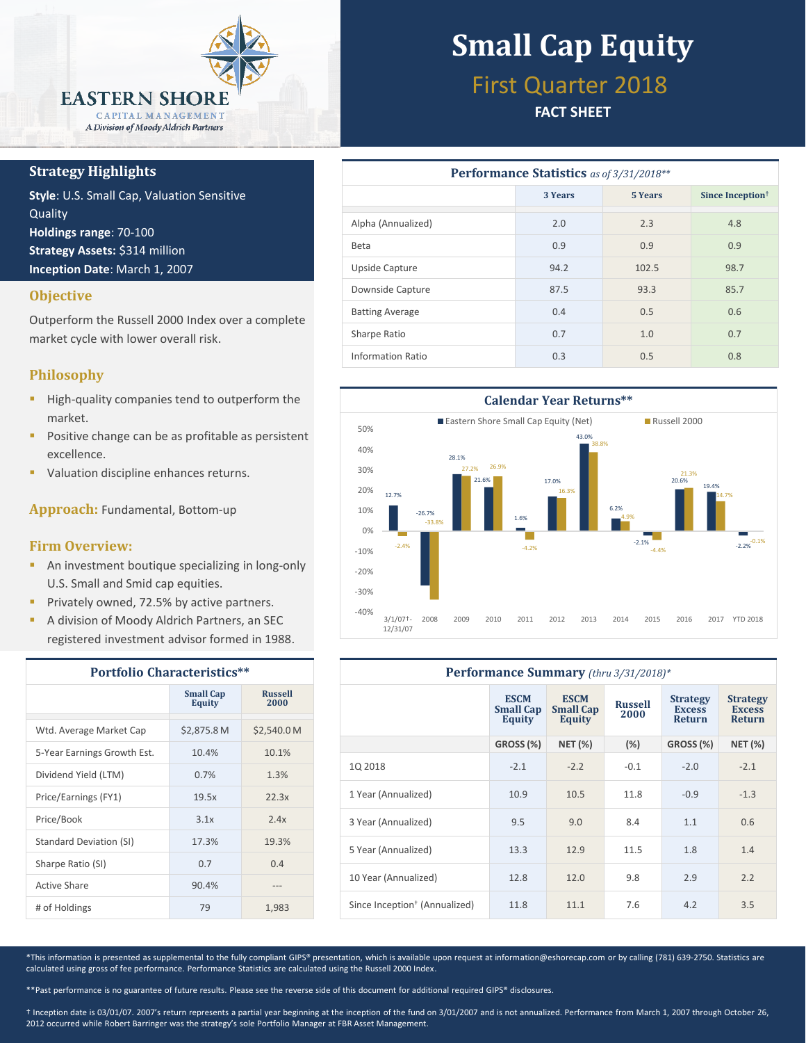EASTERN SHORE
CAPITAL MANAGEMENT
*A Division of Moody Aldrich Partners*

# Small Cap Equity

## First Quarter 2018

**FACT SHEET**

## Strategy Highlights

**Style**: U.S. Small Cap, Valuation Sensitive Quality
**Holdings range**: 70-100
**Strategy Assets:** $314 million
**Inception Date**: March 1, 2007

## Objective

Outperform the Russell 2000 Index over a complete market cycle with lower overall risk.

## Philosophy

- High-quality companies tend to outperform the market.
- Positive change can be as profitable as persistent excellence.
- Valuation discipline enhances returns.

**Approach:** Fundamental, Bottom-up

## Firm Overview:

- An investment boutique specializing in long-only U.S. Small and Smid cap equities.
- Privately owned, 72.5% by active partners.
- A division of Moody Aldrich Partners, an SEC registered investment advisor formed in 1988.

## Portfolio Characteristics**

| | Small Cap Equity | Russell 2000 |
|---|---|---|
| Wtd. Average Market Cap | $2,875.8 M | $2,540.0 M |
| 5-Year Earnings Growth Est. | 10.4% | 10.1% |
| Dividend Yield (LTM) | 0.7% | 1.3% |
| Price/Earnings (FY1) | 19.5x | 22.3x |
| Price/Book | 3.1x | 2.4x |
| Standard Deviation (SI) | 17.3% | 19.3% |
| Sharpe Ratio (SI) | 0.7 | 0.4 |
| Active Share | 90.4% | --- |
| # of Holdings | 79 | 1,983 |

## Performance Statistics *as of 3/31/2018***

| | 3 Years | 5 Years | Since Inception† |
|---|---|---|---|
| Alpha (Annualized) | 2.0 | 2.3 | 4.8 |
| Beta | 0.9 | 0.9 | 0.9 |
| Upside Capture | 94.2 | 102.5 | 98.7 |
| Downside Capture | 87.5 | 93.3 | 85.7 |
| Batting Average | 0.4 | 0.5 | 0.6 |
| Sharpe Ratio | 0.7 | 1.0 | 0.7 |
| Information Ratio | 0.3 | 0.5 | 0.8 |

## Calendar Year Returns**

| Period | Eastern Shore Small Cap Equity (Net) | Russell 2000 |
|---|---|---|
| 3/1/07†-12/31/07 | 12.7% | -2.4% |
| 2008 | -26.7% | -33.8% |
| 2009 | 28.1% | 27.2% |
| 2010 | 21.6% | 26.9% |
| 2011 | 1.6% | -4.2% |
| 2012 | 17.0% | 16.3% |
| 2013 | 43.0% | 38.8% |
| 2014 | 6.2% | 4.9% |
| 2015 | -2.1% | -4.4% |
| 2016 | 20.6% | 21.3% |
| 2017 | 19.4% | 14.7% |
| YTD 2018 | -2.2% | -0.1% |

## Performance Summary *(thru 3/31/2018)**

| | ESCM Small Cap Equity | ESCM Small Cap Equity | Russell 2000 | Strategy Excess Return | Strategy Excess Return |
|---|---|---|---|---|---|
| | GROSS (%) | NET (%) | (%) | GROSS (%) | NET (%) |
| 1Q 2018 | -2.1 | -2.2 | -0.1 | -2.0 | -2.1 |
| 1 Year (Annualized) | 10.9 | 10.5 | 11.8 | -0.9 | -1.3 |
| 3 Year (Annualized) | 9.5 | 9.0 | 8.4 | 1.1 | 0.6 |
| 5 Year (Annualized) | 13.3 | 12.9 | 11.5 | 1.8 | 1.4 |
| 10 Year (Annualized) | 12.8 | 12.0 | 9.8 | 2.9 | 2.2 |
| Since Inception† (Annualized) | 11.8 | 11.1 | 7.6 | 4.2 | 3.5 |

*This information is presented as supplemental to the fully compliant GIPS® presentation, which is available upon request at information@eshorecap.com or by calling (781) 639-2750. Statistics are calculated using gross of fee performance. Performance Statistics are calculated using the Russell 2000 Index.

**Past performance is no guarantee of future results. Please see the reverse side of this document for additional required GIPS® disclosures.

† Inception date is 03/01/07. 2007's return represents a partial year beginning at the inception of the fund on 3/01/2007 and is not annualized. Performance from March 1, 2007 through October 26, 2012 occurred while Robert Barringer was the strategy's sole Portfolio Manager at FBR Asset Management.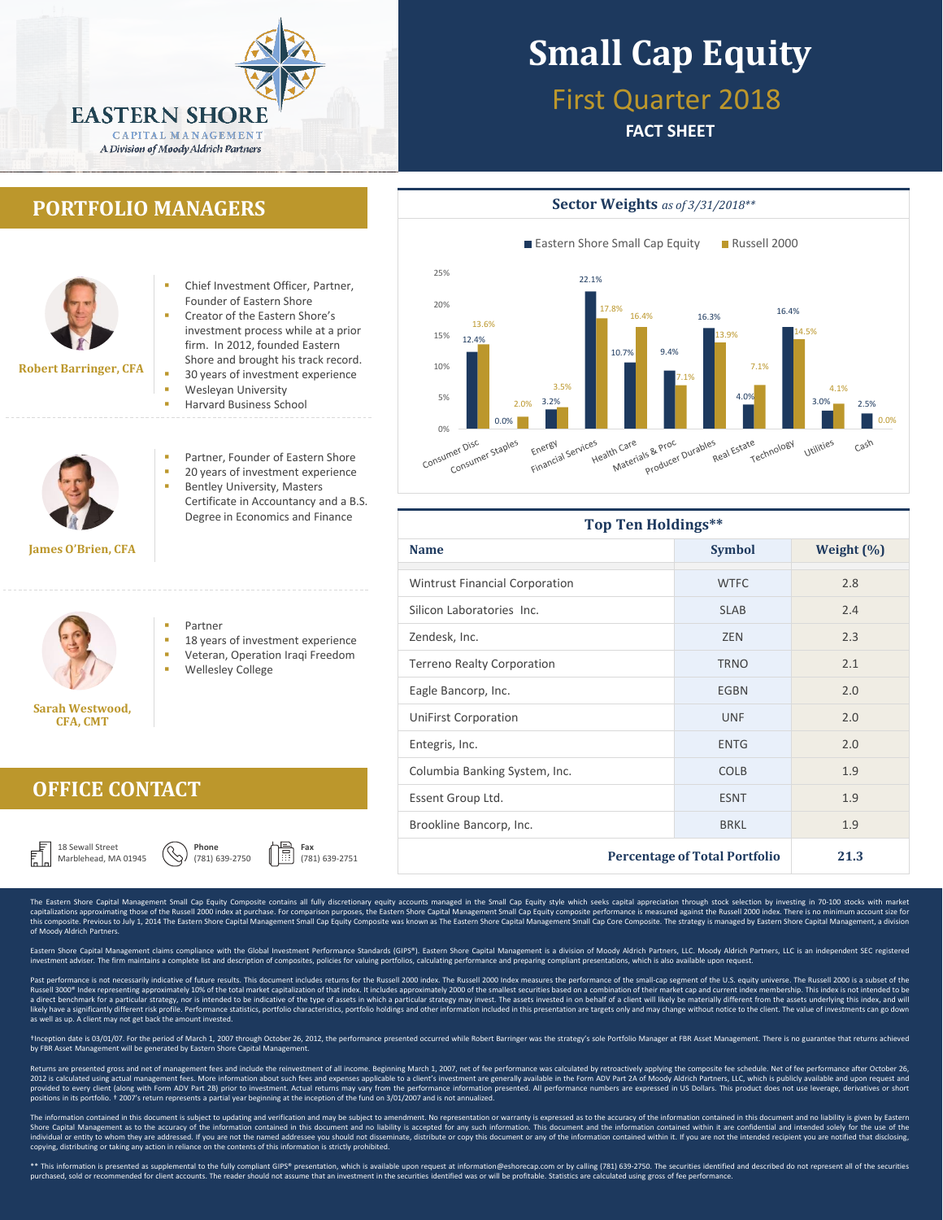EASTERN SHORE
CAPITAL MANAGEMENT
*A Division of Moody Aldrich Partners*

# Small Cap Equity

## First Quarter 2018

**FACT SHEET**

## PORTFOLIO MANAGERS

**Robert Barringer, CFA**

- Chief Investment Officer, Partner, Founder of Eastern Shore
- Creator of the Eastern Shore's investment process while at a prior firm. In 2012, founded Eastern Shore and brought his track record.
- 30 years of investment experience
- Wesleyan University
- Harvard Business School

**James O'Brien, CFA**

- Partner, Founder of Eastern Shore
- 20 years of investment experience
- Bentley University, Masters Certificate in Accountancy and a B.S. Degree in Economics and Finance

**Sarah Westwood, CFA, CMT**

- Partner
- 18 years of investment experience
- Veteran, Operation Iraqi Freedom
- Wellesley College

## OFFICE CONTACT

18 Sewall Street
Marblehead, MA 01945

**Phone**
(781) 639-2750

**Fax**
(781) 639-2751

## Sector Weights *as of 3/31/2018***

Eastern Shore Small Cap Equity
Russell 2000

25%
20%
15%
10%
5%
0%

Consumer Disc 12.4% 13.6%
Consumer Staples 0.0% 2.0%
Energy 3.2% 3.5%
Financial Services 22.1% 17.8%
Health Care 10.7% 16.4%
Materials & Proc 9.4% 7.1%
Producer Durables 16.3% 13.9%
Real Estate 4.0% 7.1%
Technology 16.4% 14.5%
Utilities 3.0% 4.1%
Cash 2.5% 0.0%

## Top Ten Holdings**

| Name | Symbol | Weight (%) |
|---|---|---|
| Wintrust Financial Corporation | WTFC | 2.8 |
| Silicon Laboratories Inc. | SLAB | 2.4 |
| Zendesk, Inc. | ZEN | 2.3 |
| Terreno Realty Corporation | TRNO | 2.1 |
| Eagle Bancorp, Inc. | EGBN | 2.0 |
| UniFirst Corporation | UNF | 2.0 |
| Entegris, Inc. | ENTG | 2.0 |
| Columbia Banking System, Inc. | COLB | 1.9 |
| Essent Group Ltd. | ESNT | 1.9 |
| Brookline Bancorp, Inc. | BRKL | 1.9 |
| **Percentage of Total Portfolio** | | **21.3** |

The Eastern Shore Capital Management Small Cap Equity Composite contains all fully discretionary equity accounts managed in the Small Cap Equity style which seeks capital appreciation through stock selection by investing in 70-100 stocks with market capitalizations approximating those of the Russell 2000 index at purchase. For comparison purposes, the Eastern Shore Capital Management Small Cap Equity composite performance is measured against the Russell 2000 index. There is no minimum account size for this composite. Previous to July 1, 2014 The Eastern Shore Capital Management Small Cap Equity Composite was known as The Eastern Shore Capital Management Small Cap Core Composite. The strategy is managed by Eastern Shore Capital Management, a division of Moody Aldrich Partners.

Eastern Shore Capital Management claims compliance with the Global Investment Performance Standards (GIPS®). Eastern Shore Capital Management is a division of Moody Aldrich Partners, LLC. Moody Aldrich Partners, LLC is an independent SEC registered investment adviser. The firm maintains a complete list and description of composites, policies for valuing portfolios, calculating performance and preparing compliant presentations, which is also available upon request.

Past performance is not necessarily indicative of future results. This document includes returns for the Russell 2000 index. The Russell 2000 index measures the performance of the small-cap segment of the U.S. equity universe. The Russell 2000 is a subset of the Russell 3000® index representing approximately 10% of the total market capitalization of that index. It includes approximately 2000 of the smallest securities based on a combination of their market cap and current index membership. This index is not intended to be a direct benchmark for a particular strategy, nor is intended to be indicative of the type of assets in which a particular strategy may invest. The assets invested in on behalf of a client will likely be materially different from the assets underlying this index, and will likely have a significantly different risk profile. Performance statistics, portfolio characteristics, portfolio holdings and other information included in this presentation are targets only and may change without notice to the client. The value of investments can go down as well as up. A client may not get back the amount invested.

†Inception date is 03/01/07. For the period of March 1, 2007 through October 26, 2012, the performance presented occurred while Robert Barringer was the strategy's sole Portfolio Manager at FBR Asset Management. There is no guarantee that returns achieved by FBR Asset Management will be generated by Eastern Shore Capital Management.

Returns are presented gross and net of management fees and include the reinvestment of all income. Beginning March 1, 2007, net of fee performance was calculated by retroactively applying the composite fee schedule. Net of fee performance after October 26, 2012 is calculated using actual management fees. More information about such fees and expenses applicable to a client's investment are generally available in the Form ADV Part 2A of Moody Aldrich Partners, LLC, which is publicly available and upon request and provided to every client (along with Form ADV Part 2B) prior to investment. Actual returns may vary from the performance information presented. All performance numbers are expressed in US Dollars. This product does not use leverage, derivatives or short positions in its portfolio. † 2007's return represents a partial year beginning at the inception of the fund on 3/01/2007 and is not annualized.

The information contained in this document is subject to updating and verification and may be subject to amendment. No representation or warranty is expressed as to the accuracy of the information contained in this document and no liability is given by Eastern Shore Capital Management as to the accuracy of the information contained in this document and no liability is accepted for any such information. This document and the information contained within it are confidential and intended solely for the use of the individual or entity to whom they are addressed. If you are not the named addressee you should not disseminate, distribute or copy this document or any of the information contained within it. If you are not the intended recipient you are notified that disclosing, copying, distributing or taking any action in reliance on the contents of this information is strictly prohibited.

** This information is presented as supplemental to the fully compliant GIPS® presentation, which is available upon request at information@eshorecap.com or by calling (781) 639-2750. The securities identified and described do not represent all of the securities purchased, sold or recommended for client accounts. The reader should not assume that an investment in the securities identified was or will be profitable. Statistics are calculated using gross of fee performance.